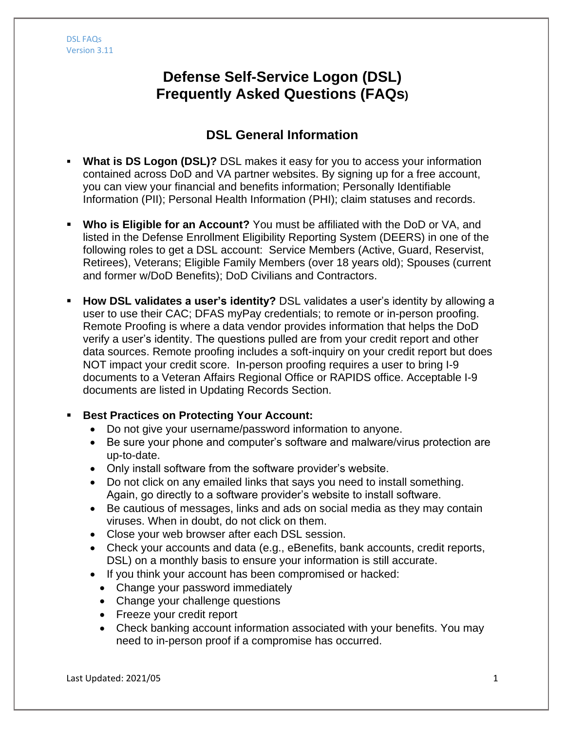# Defense Self-Service Logon (DSL) Frequently Asked Questions (FAQs)

## DSL General Information

- **What is DS Logon (DSL)?** DSL makes it easy for you to access your information contained across DoD and VA partner websites. By signing up for a free account, you can view your financial and benefits information; Personally Identifiable Information (PII); Personal Health Information (PHI); claim statuses and records.

- **Who is Eligible for an Account?** You must be affiliated with the DoD or VA, and listed in the Defense Enrollment Eligibility Reporting System (DEERS) in one of the following roles to get a DSL account: Service Members (Active, Guard, Reservist, Retirees), Veterans; Eligible Family Members (over 18 years old); Spouses (current and former w/DoD Benefits); DoD Civilians and Contractors.

- **How DSL validates a user's identity?** DSL validates a user's identity by allowing a user to use their CAC; DFAS myPay credentials; to remote or in-person proofing. Remote Proofing is where a data vendor provides information that helps the DoD verify a user's identity. The questions pulled are from your credit report and other data sources. Remote proofing includes a soft-inquiry on your credit report but does NOT impact your credit score. In-person proofing requires a user to bring I-9 documents to a Veteran Affairs Regional Office or RAPIDS office. Acceptable I-9 documents are listed in Updating Records Section.

- **Best Practices on Protecting Your Account:**
  - Do not give your username/password information to anyone.
  - Be sure your phone and computer's software and malware/virus protection are up-to-date.
  - Only install software from the software provider's website.
  - Do not click on any emailed links that says you need to install something. Again, go directly to a software provider's website to install software.
  - Be cautious of messages, links and ads on social media as they may contain viruses. When in doubt, do not click on them.
  - Close your web browser after each DSL session.
  - Check your accounts and data (e.g., eBenefits, bank accounts, credit reports, DSL) on a monthly basis to ensure your information is still accurate.
  - If you think your account has been compromised or hacked:
    - Change your password immediately
    - Change your challenge questions
    - Freeze your credit report
    - Check banking account information associated with your benefits. You may need to in-person proof if a compromise has occurred.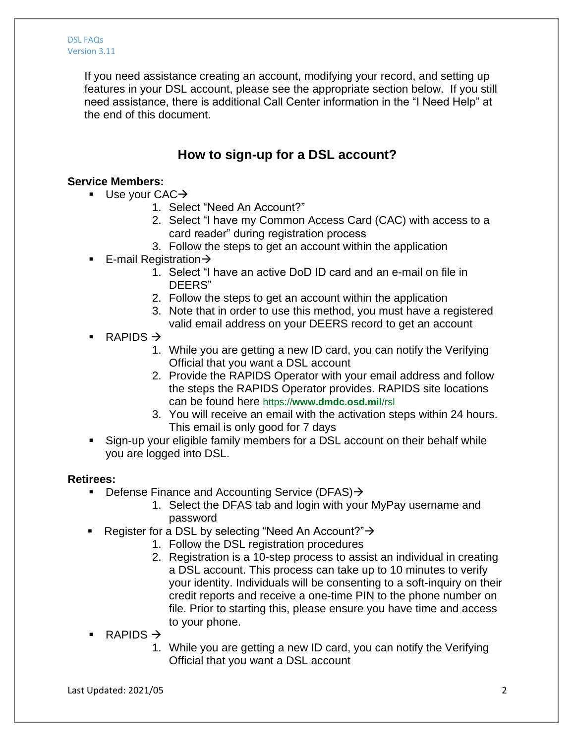If you need assistance creating an account, modifying your record, and setting up features in your DSL account, please see the appropriate section below. If you still need assistance, there is additional Call Center information in the "I Need Help" at the end of this document.

## How to sign-up for a DSL account?

**Service Members:**

- Use your CAC→
    1. Select "Need An Account?"
    2. Select "I have my Common Access Card (CAC) with access to a card reader" during registration process
    3. Follow the steps to get an account within the application
- E-mail Registration→
    1. Select "I have an active DoD ID card and an e-mail on file in DEERS"
    2. Follow the steps to get an account within the application
    3. Note that in order to use this method, you must have a registered valid email address on your DEERS record to get an account
- RAPIDS →
    1. While you are getting a new ID card, you can notify the Verifying Official that you want a DSL account
    2. Provide the RAPIDS Operator with your email address and follow the steps the RAPIDS Operator provides. RAPIDS site locations can be found here https://www.dmdc.osd.mil/rsl
    3. You will receive an email with the activation steps within 24 hours. This email is only good for 7 days
- Sign-up your eligible family members for a DSL account on their behalf while you are logged into DSL.

**Retirees:**

- Defense Finance and Accounting Service (DFAS)→
    1. Select the DFAS tab and login with your MyPay username and password
- Register for a DSL by selecting "Need An Account?"→
    1. Follow the DSL registration procedures
    2. Registration is a 10-step process to assist an individual in creating a DSL account. This process can take up to 10 minutes to verify your identity. Individuals will be consenting to a soft-inquiry on their credit reports and receive a one-time PIN to the phone number on file. Prior to starting this, please ensure you have time and access to your phone.
- RAPIDS →
    1. While you are getting a new ID card, you can notify the Verifying Official that you want a DSL account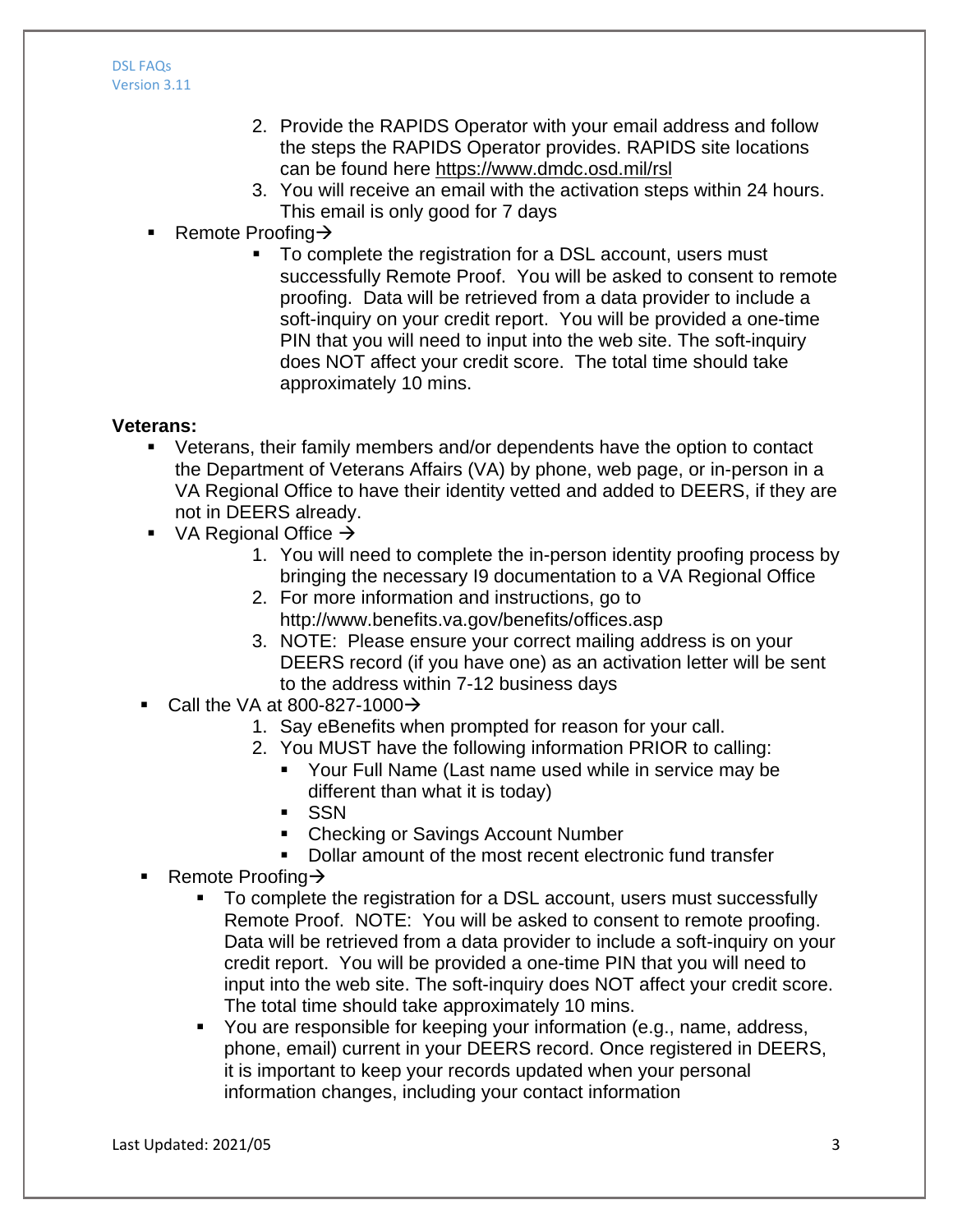2. Provide the RAPIDS Operator with your email address and follow the steps the RAPIDS Operator provides. RAPIDS site locations can be found here https://www.dmdc.osd.mil/rsl
3. You will receive an email with the activation steps within 24 hours. This email is only good for 7 days

- Remote Proofing→
    - To complete the registration for a DSL account, users must successfully Remote Proof. You will be asked to consent to remote proofing. Data will be retrieved from a data provider to include a soft-inquiry on your credit report. You will be provided a one-time PIN that you will need to input into the web site. The soft-inquiry does NOT affect your credit score. The total time should take approximately 10 mins.

**Veterans:**

- Veterans, their family members and/or dependents have the option to contact the Department of Veterans Affairs (VA) by phone, web page, or in-person in a VA Regional Office to have their identity vetted and added to DEERS, if they are not in DEERS already.
- VA Regional Office →
    1. You will need to complete the in-person identity proofing process by bringing the necessary I9 documentation to a VA Regional Office
    2. For more information and instructions, go to http://www.benefits.va.gov/benefits/offices.asp
    3. NOTE: Please ensure your correct mailing address is on your DEERS record (if you have one) as an activation letter will be sent to the address within 7-12 business days
- Call the VA at 800-827-1000→
    1. Say eBenefits when prompted for reason for your call.
    2. You MUST have the following information PRIOR to calling:
        - Your Full Name (Last name used while in service may be different than what it is today)
        - SSN
        - Checking or Savings Account Number
        - Dollar amount of the most recent electronic fund transfer
- Remote Proofing→
    - To complete the registration for a DSL account, users must successfully Remote Proof. NOTE: You will be asked to consent to remote proofing. Data will be retrieved from a data provider to include a soft-inquiry on your credit report. You will be provided a one-time PIN that you will need to input into the web site. The soft-inquiry does NOT affect your credit score. The total time should take approximately 10 mins.
    - You are responsible for keeping your information (e.g., name, address, phone, email) current in your DEERS record. Once registered in DEERS, it is important to keep your records updated when your personal information changes, including your contact information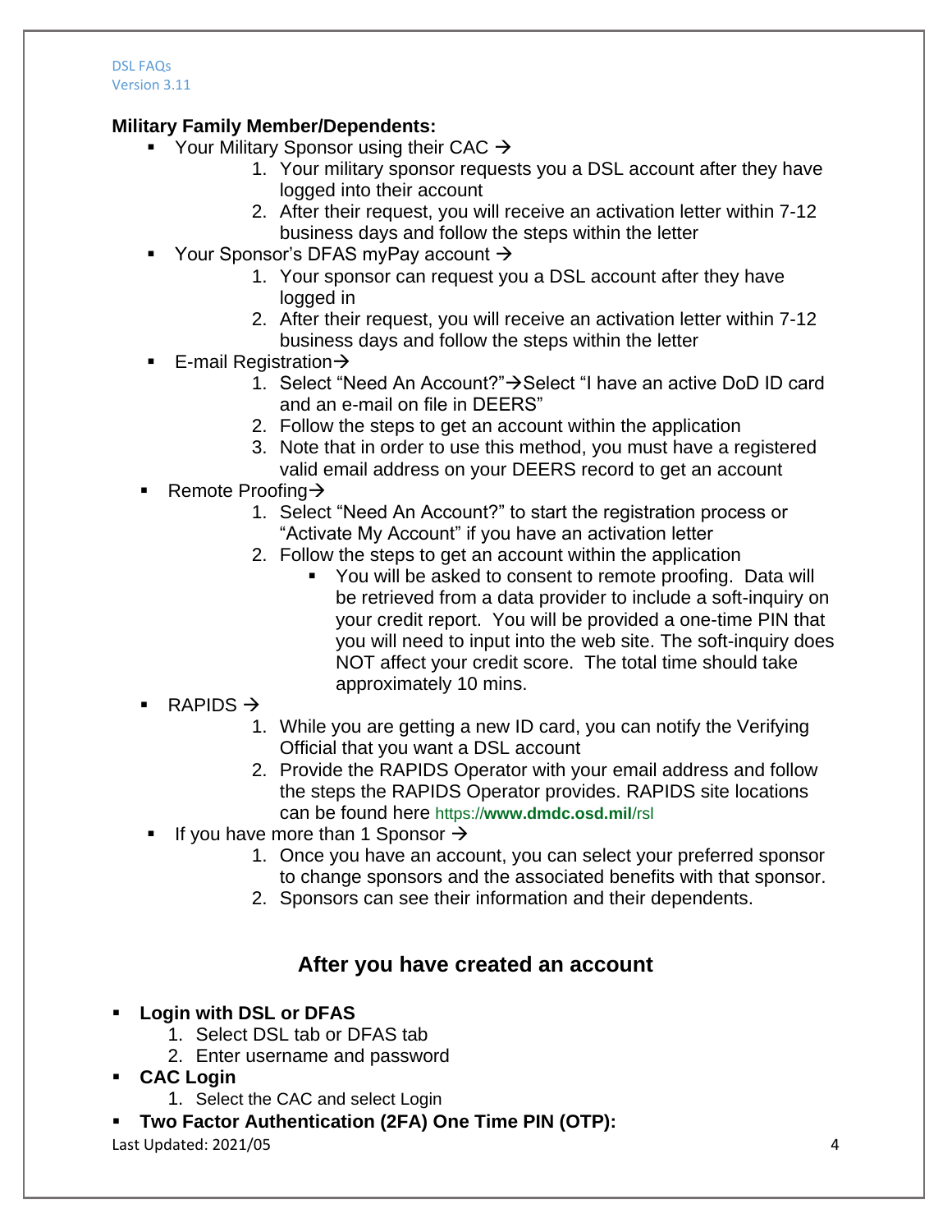**Military Family Member/Dependents:**

- Your Military Sponsor using their CAC →
  1. Your military sponsor requests you a DSL account after they have logged into their account
  2. After their request, you will receive an activation letter within 7-12 business days and follow the steps within the letter
- Your Sponsor's DFAS myPay account →
  1. Your sponsor can request you a DSL account after they have logged in
  2. After their request, you will receive an activation letter within 7-12 business days and follow the steps within the letter
- E-mail Registration→
  1. Select "Need An Account?"→Select "I have an active DoD ID card and an e-mail on file in DEERS"
  2. Follow the steps to get an account within the application
  3. Note that in order to use this method, you must have a registered valid email address on your DEERS record to get an account
- Remote Proofing→
  1. Select "Need An Account?" to start the registration process or "Activate My Account" if you have an activation letter
  2. Follow the steps to get an account within the application
     - You will be asked to consent to remote proofing. Data will be retrieved from a data provider to include a soft-inquiry on your credit report. You will be provided a one-time PIN that you will need to input into the web site. The soft-inquiry does NOT affect your credit score. The total time should take approximately 10 mins.
- RAPIDS →
  1. While you are getting a new ID card, you can notify the Verifying Official that you want a DSL account
  2. Provide the RAPIDS Operator with your email address and follow the steps the RAPIDS Operator provides. RAPIDS site locations can be found here https://www.dmdc.osd.mil/rsl
- If you have more than 1 Sponsor →
  1. Once you have an account, you can select your preferred sponsor to change sponsors and the associated benefits with that sponsor.
  2. Sponsors can see their information and their dependents.

## After you have created an account

- **Login with DSL or DFAS**
  1. Select DSL tab or DFAS tab
  2. Enter username and password
- **CAC Login**
  1. Select the CAC and select Login
- **Two Factor Authentication (2FA) One Time PIN (OTP):**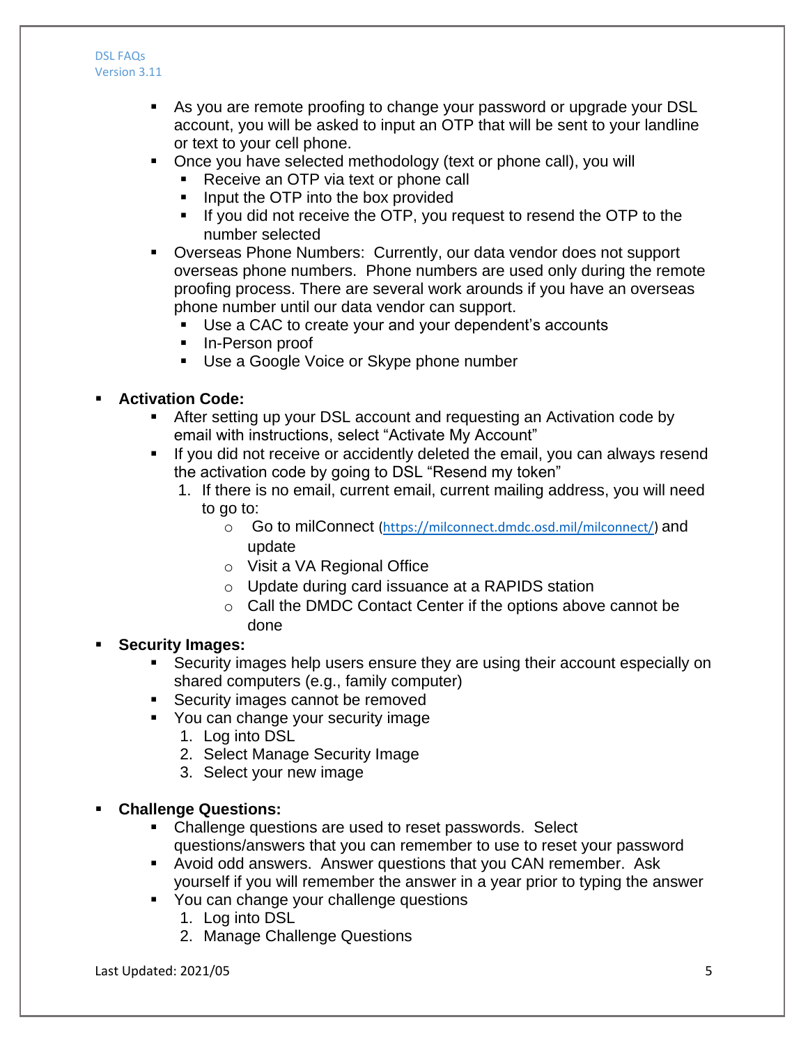- As you are remote proofing to change your password or upgrade your DSL account, you will be asked to input an OTP that will be sent to your landline or text to your cell phone.
- Once you have selected methodology (text or phone call), you will
  - Receive an OTP via text or phone call
  - Input the OTP into the box provided
  - If you did not receive the OTP, you request to resend the OTP to the number selected
- Overseas Phone Numbers: Currently, our data vendor does not support overseas phone numbers. Phone numbers are used only during the remote proofing process. There are several work arounds if you have an overseas phone number until our data vendor can support.
  - Use a CAC to create your and your dependent's accounts
  - In-Person proof
  - Use a Google Voice or Skype phone number

- **Activation Code:**
  - After setting up your DSL account and requesting an Activation code by email with instructions, select "Activate My Account"
  - If you did not receive or accidently deleted the email, you can always resend the activation code by going to DSL "Resend my token"
    1. If there is no email, current email, current mailing address, you will need to go to:
       - Go to milConnect (https://milconnect.dmdc.osd.mil/milconnect/) and update
       - Visit a VA Regional Office
       - Update during card issuance at a RAPIDS station
       - Call the DMDC Contact Center if the options above cannot be done
- **Security Images:**
  - Security images help users ensure they are using their account especially on shared computers (e.g., family computer)
  - Security images cannot be removed
  - You can change your security image
    1. Log into DSL
    2. Select Manage Security Image
    3. Select your new image

- **Challenge Questions:**
  - Challenge questions are used to reset passwords. Select questions/answers that you can remember to use to reset your password
  - Avoid odd answers. Answer questions that you CAN remember. Ask yourself if you will remember the answer in a year prior to typing the answer
  - You can change your challenge questions
    1. Log into DSL
    2. Manage Challenge Questions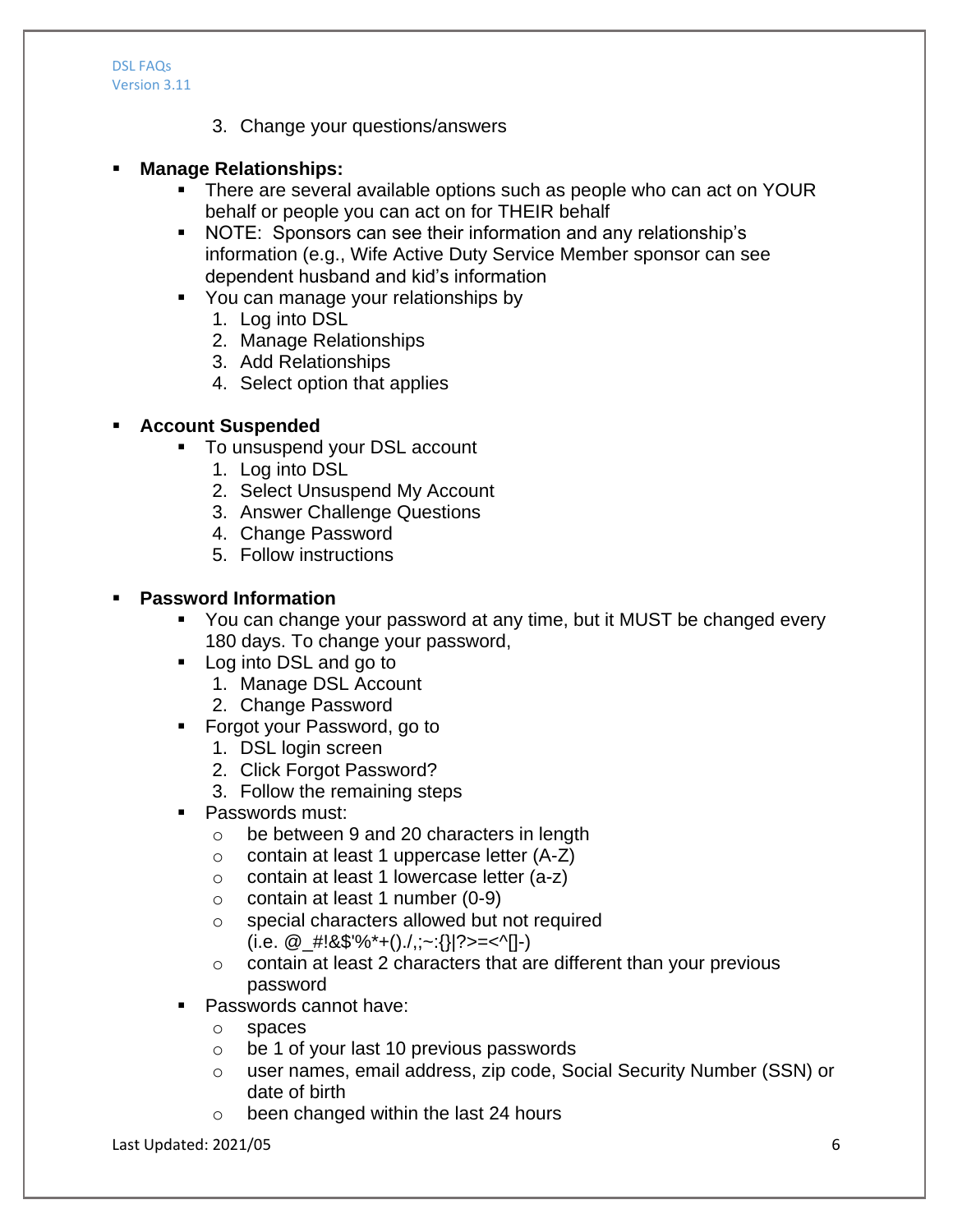3. Change your questions/answers

- **Manage Relationships:**
  - There are several available options such as people who can act on YOUR behalf or people you can act on for THEIR behalf
  - NOTE:  Sponsors can see their information and any relationship's information (e.g., Wife Active Duty Service Member sponsor can see dependent husband and kid's information
  - You can manage your relationships by
    1. Log into DSL
    2. Manage Relationships
    3. Add Relationships
    4. Select option that applies

- **Account Suspended**
  - To unsuspend your DSL account
    1. Log into DSL
    2. Select Unsuspend My Account
    3. Answer Challenge Questions
    4. Change Password
    5. Follow instructions

- **Password Information**
  - You can change your password at any time, but it MUST be changed every 180 days. To change your password,
  - Log into DSL and go to
    1. Manage DSL Account
    2. Change Password
  - Forgot your Password, go to
    1. DSL login screen
    2. Click Forgot Password?
    3. Follow the remaining steps
  - Passwords must:
    - be between 9 and 20 characters in length
    - contain at least 1 uppercase letter (A-Z)
    - contain at least 1 lowercase letter (a-z)
    - contain at least 1 number (0-9)
    - special characters allowed but not required (i.e. @_#!&$'%*+()./,;~:{}|?>=<^[]-)
    - contain at least 2 characters that are different than your previous password
  - Passwords cannot have:
    - spaces
    - be 1 of your last 10 previous passwords
    - user names, email address, zip code, Social Security Number (SSN) or date of birth
    - been changed within the last 24 hours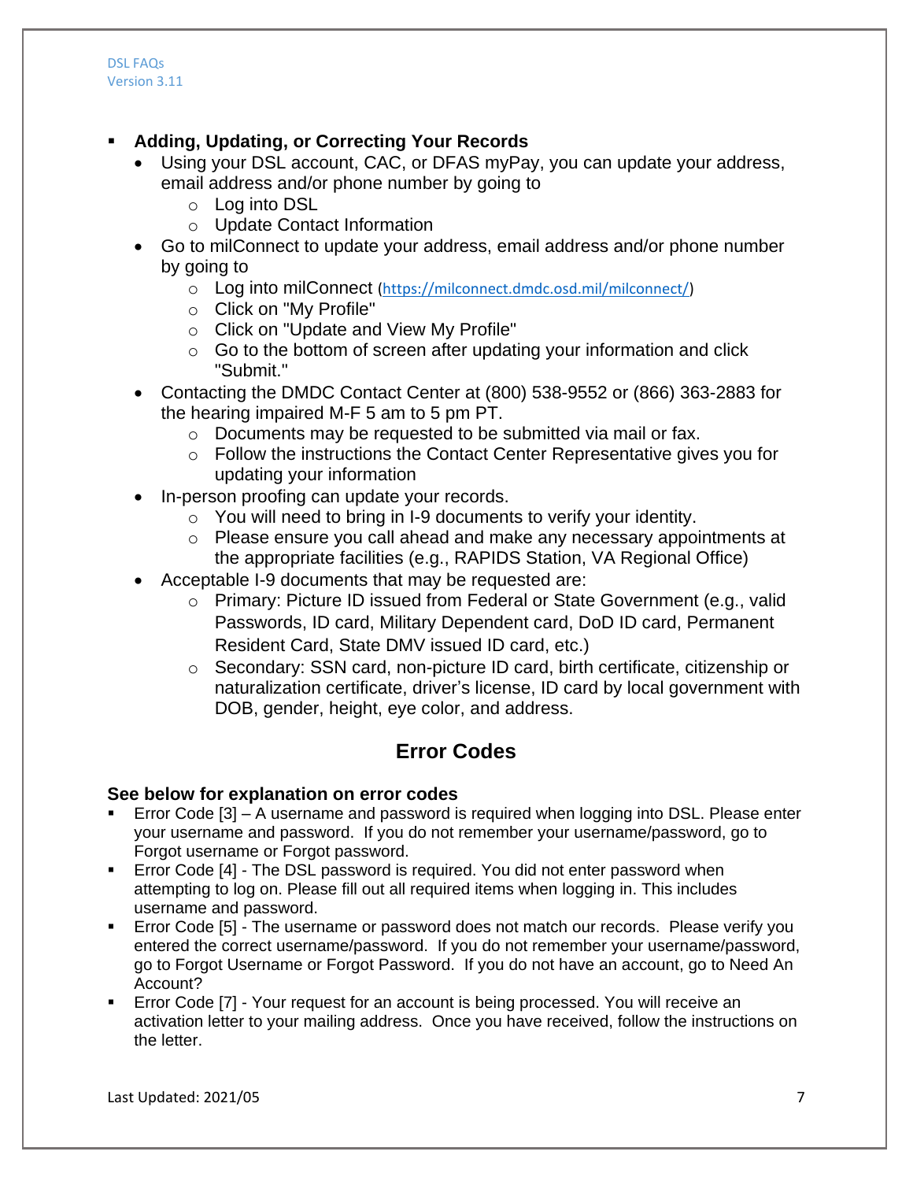- **Adding, Updating, or Correcting Your Records**
  - Using your DSL account, CAC, or DFAS myPay, you can update your address, email address and/or phone number by going to
    - Log into DSL
    - Update Contact Information
  - Go to milConnect to update your address, email address and/or phone number by going to
    - Log into milConnect (https://milconnect.dmdc.osd.mil/milconnect/)
    - Click on "My Profile"
    - Click on "Update and View My Profile"
    - Go to the bottom of screen after updating your information and click "Submit."
  - Contacting the DMDC Contact Center at (800) 538-9552 or (866) 363-2883 for the hearing impaired M-F 5 am to 5 pm PT.
    - Documents may be requested to be submitted via mail or fax.
    - Follow the instructions the Contact Center Representative gives you for updating your information
  - In-person proofing can update your records.
    - You will need to bring in I-9 documents to verify your identity.
    - Please ensure you call ahead and make any necessary appointments at the appropriate facilities (e.g., RAPIDS Station, VA Regional Office)
  - Acceptable I-9 documents that may be requested are:
    - Primary: Picture ID issued from Federal or State Government (e.g., valid Passwords, ID card, Military Dependent card, DoD ID card, Permanent Resident Card, State DMV issued ID card, etc.)
    - Secondary: SSN card, non-picture ID card, birth certificate, citizenship or naturalization certificate, driver's license, ID card by local government with DOB, gender, height, eye color, and address.

## Error Codes

**See below for explanation on error codes**

- Error Code [3] – A username and password is required when logging into DSL. Please enter your username and password. If you do not remember your username/password, go to Forgot username or Forgot password.
- Error Code [4] - The DSL password is required. You did not enter password when attempting to log on. Please fill out all required items when logging in. This includes username and password.
- Error Code [5] - The username or password does not match our records. Please verify you entered the correct username/password. If you do not remember your username/password, go to Forgot Username or Forgot Password. If you do not have an account, go to Need An Account?
- Error Code [7] - Your request for an account is being processed. You will receive an activation letter to your mailing address. Once you have received, follow the instructions on the letter.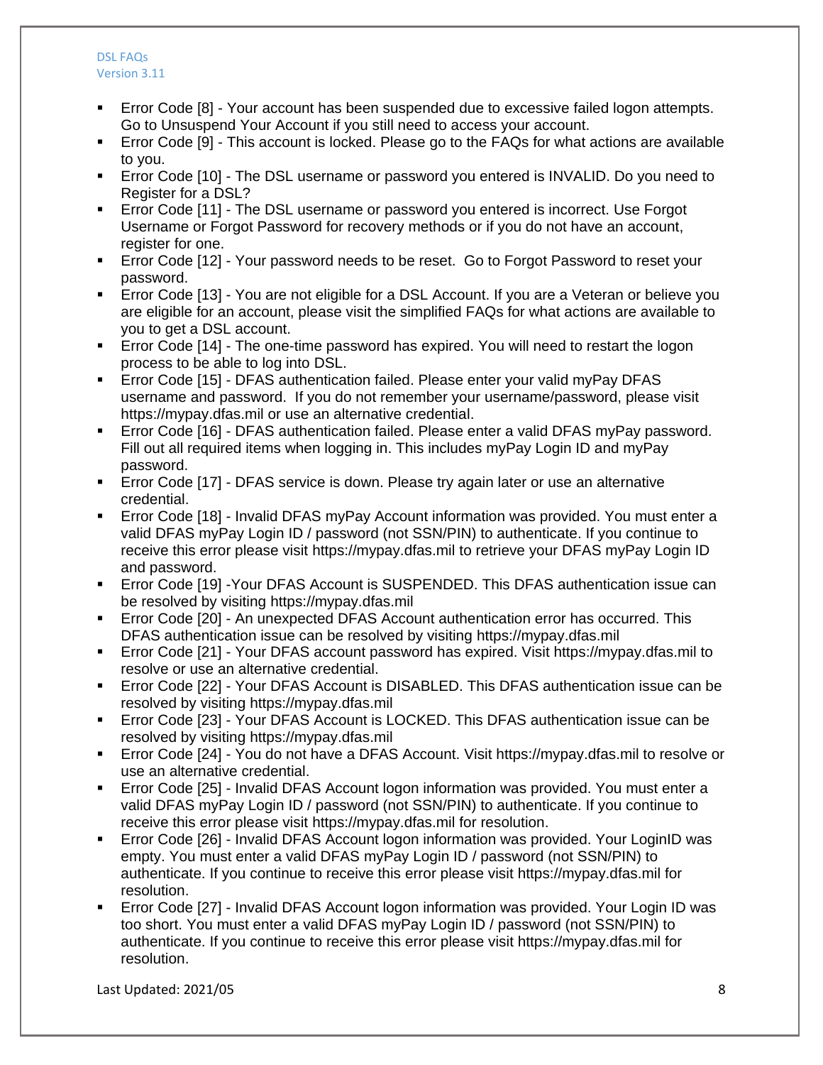- Error Code [8] - Your account has been suspended due to excessive failed logon attempts. Go to Unsuspend Your Account if you still need to access your account.
- Error Code [9] - This account is locked. Please go to the FAQs for what actions are available to you.
- Error Code [10] - The DSL username or password you entered is INVALID. Do you need to Register for a DSL?
- Error Code [11] - The DSL username or password you entered is incorrect. Use Forgot Username or Forgot Password for recovery methods or if you do not have an account, register for one.
- Error Code [12] - Your password needs to be reset. Go to Forgot Password to reset your password.
- Error Code [13] - You are not eligible for a DSL Account. If you are a Veteran or believe you are eligible for an account, please visit the simplified FAQs for what actions are available to you to get a DSL account.
- Error Code [14] - The one-time password has expired. You will need to restart the logon process to be able to log into DSL.
- Error Code [15] - DFAS authentication failed. Please enter your valid myPay DFAS username and password. If you do not remember your username/password, please visit https://mypay.dfas.mil or use an alternative credential.
- Error Code [16] - DFAS authentication failed. Please enter a valid DFAS myPay password. Fill out all required items when logging in. This includes myPay Login ID and myPay password.
- Error Code [17] - DFAS service is down. Please try again later or use an alternative credential.
- Error Code [18] - Invalid DFAS myPay Account information was provided. You must enter a valid DFAS myPay Login ID / password (not SSN/PIN) to authenticate. If you continue to receive this error please visit https://mypay.dfas.mil to retrieve your DFAS myPay Login ID and password.
- Error Code [19] -Your DFAS Account is SUSPENDED. This DFAS authentication issue can be resolved by visiting https://mypay.dfas.mil
- Error Code [20] - An unexpected DFAS Account authentication error has occurred. This DFAS authentication issue can be resolved by visiting https://mypay.dfas.mil
- Error Code [21] - Your DFAS account password has expired. Visit https://mypay.dfas.mil to resolve or use an alternative credential.
- Error Code [22] - Your DFAS Account is DISABLED. This DFAS authentication issue can be resolved by visiting https://mypay.dfas.mil
- Error Code [23] - Your DFAS Account is LOCKED. This DFAS authentication issue can be resolved by visiting https://mypay.dfas.mil
- Error Code [24] - You do not have a DFAS Account. Visit https://mypay.dfas.mil to resolve or use an alternative credential.
- Error Code [25] - Invalid DFAS Account logon information was provided. You must enter a valid DFAS myPay Login ID / password (not SSN/PIN) to authenticate. If you continue to receive this error please visit https://mypay.dfas.mil for resolution.
- Error Code [26] - Invalid DFAS Account logon information was provided. Your LoginID was empty. You must enter a valid DFAS myPay Login ID / password (not SSN/PIN) to authenticate. If you continue to receive this error please visit https://mypay.dfas.mil for resolution.
- Error Code [27] - Invalid DFAS Account logon information was provided. Your Login ID was too short. You must enter a valid DFAS myPay Login ID / password (not SSN/PIN) to authenticate. If you continue to receive this error please visit https://mypay.dfas.mil for resolution.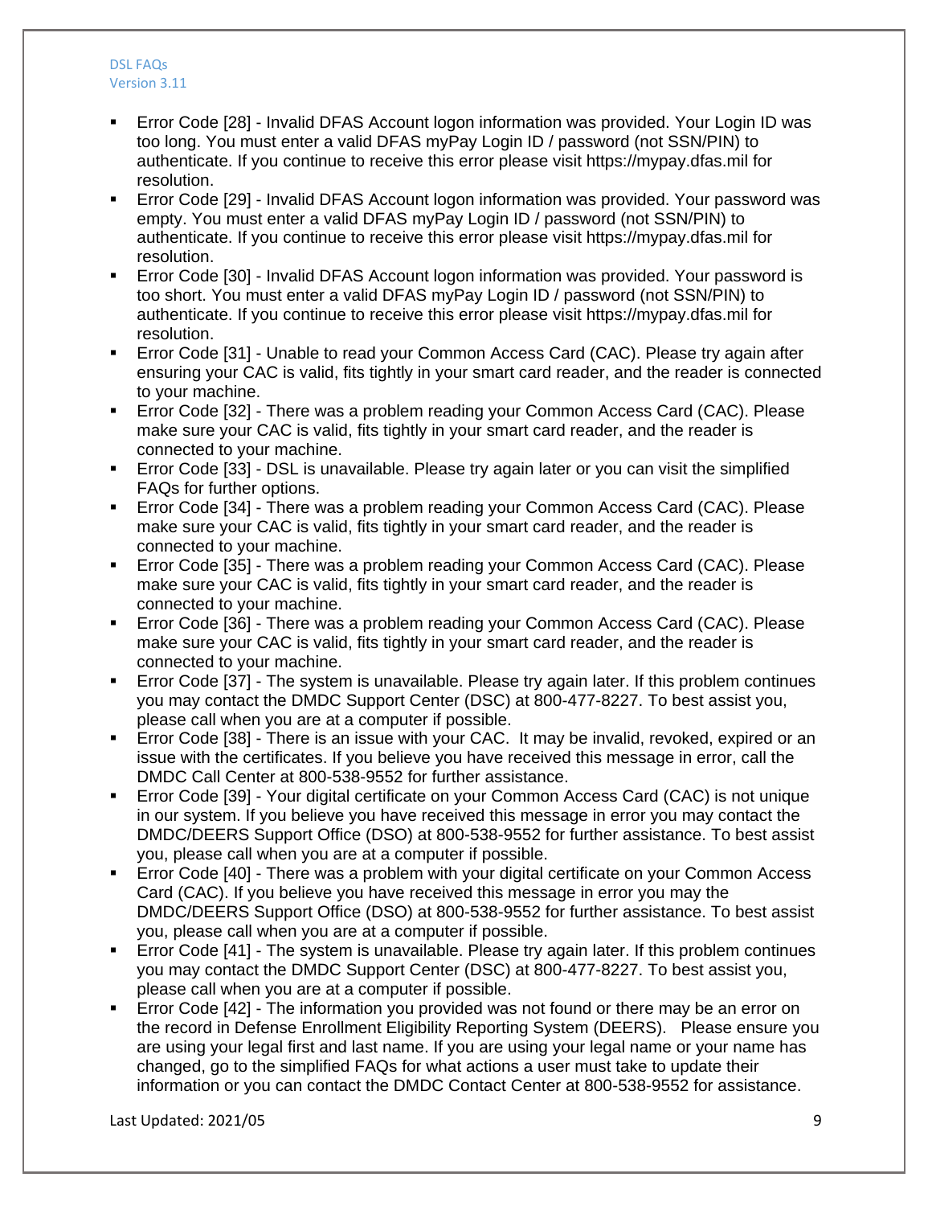- Error Code [28] - Invalid DFAS Account logon information was provided. Your Login ID was too long. You must enter a valid DFAS myPay Login ID / password (not SSN/PIN) to authenticate. If you continue to receive this error please visit https://mypay.dfas.mil for resolution.
- Error Code [29] - Invalid DFAS Account logon information was provided. Your password was empty. You must enter a valid DFAS myPay Login ID / password (not SSN/PIN) to authenticate. If you continue to receive this error please visit https://mypay.dfas.mil for resolution.
- Error Code [30] - Invalid DFAS Account logon information was provided. Your password is too short. You must enter a valid DFAS myPay Login ID / password (not SSN/PIN) to authenticate. If you continue to receive this error please visit https://mypay.dfas.mil for resolution.
- Error Code [31] - Unable to read your Common Access Card (CAC). Please try again after ensuring your CAC is valid, fits tightly in your smart card reader, and the reader is connected to your machine.
- Error Code [32] - There was a problem reading your Common Access Card (CAC). Please make sure your CAC is valid, fits tightly in your smart card reader, and the reader is connected to your machine.
- Error Code [33] - DSL is unavailable. Please try again later or you can visit the simplified FAQs for further options.
- Error Code [34] - There was a problem reading your Common Access Card (CAC). Please make sure your CAC is valid, fits tightly in your smart card reader, and the reader is connected to your machine.
- Error Code [35] - There was a problem reading your Common Access Card (CAC). Please make sure your CAC is valid, fits tightly in your smart card reader, and the reader is connected to your machine.
- Error Code [36] - There was a problem reading your Common Access Card (CAC). Please make sure your CAC is valid, fits tightly in your smart card reader, and the reader is connected to your machine.
- Error Code [37] - The system is unavailable. Please try again later. If this problem continues you may contact the DMDC Support Center (DSC) at 800-477-8227. To best assist you, please call when you are at a computer if possible.
- Error Code [38] - There is an issue with your CAC. It may be invalid, revoked, expired or an issue with the certificates. If you believe you have received this message in error, call the DMDC Call Center at 800-538-9552 for further assistance.
- Error Code [39] - Your digital certificate on your Common Access Card (CAC) is not unique in our system. If you believe you have received this message in error you may contact the DMDC/DEERS Support Office (DSO) at 800-538-9552 for further assistance. To best assist you, please call when you are at a computer if possible.
- Error Code [40] - There was a problem with your digital certificate on your Common Access Card (CAC). If you believe you have received this message in error you may the DMDC/DEERS Support Office (DSO) at 800-538-9552 for further assistance. To best assist you, please call when you are at a computer if possible.
- Error Code [41] - The system is unavailable. Please try again later. If this problem continues you may contact the DMDC Support Center (DSC) at 800-477-8227. To best assist you, please call when you are at a computer if possible.
- Error Code [42] - The information you provided was not found or there may be an error on the record in Defense Enrollment Eligibility Reporting System (DEERS). Please ensure you are using your legal first and last name. If you are using your legal name or your name has changed, go to the simplified FAQs for what actions a user must take to update their information or you can contact the DMDC Contact Center at 800-538-9552 for assistance.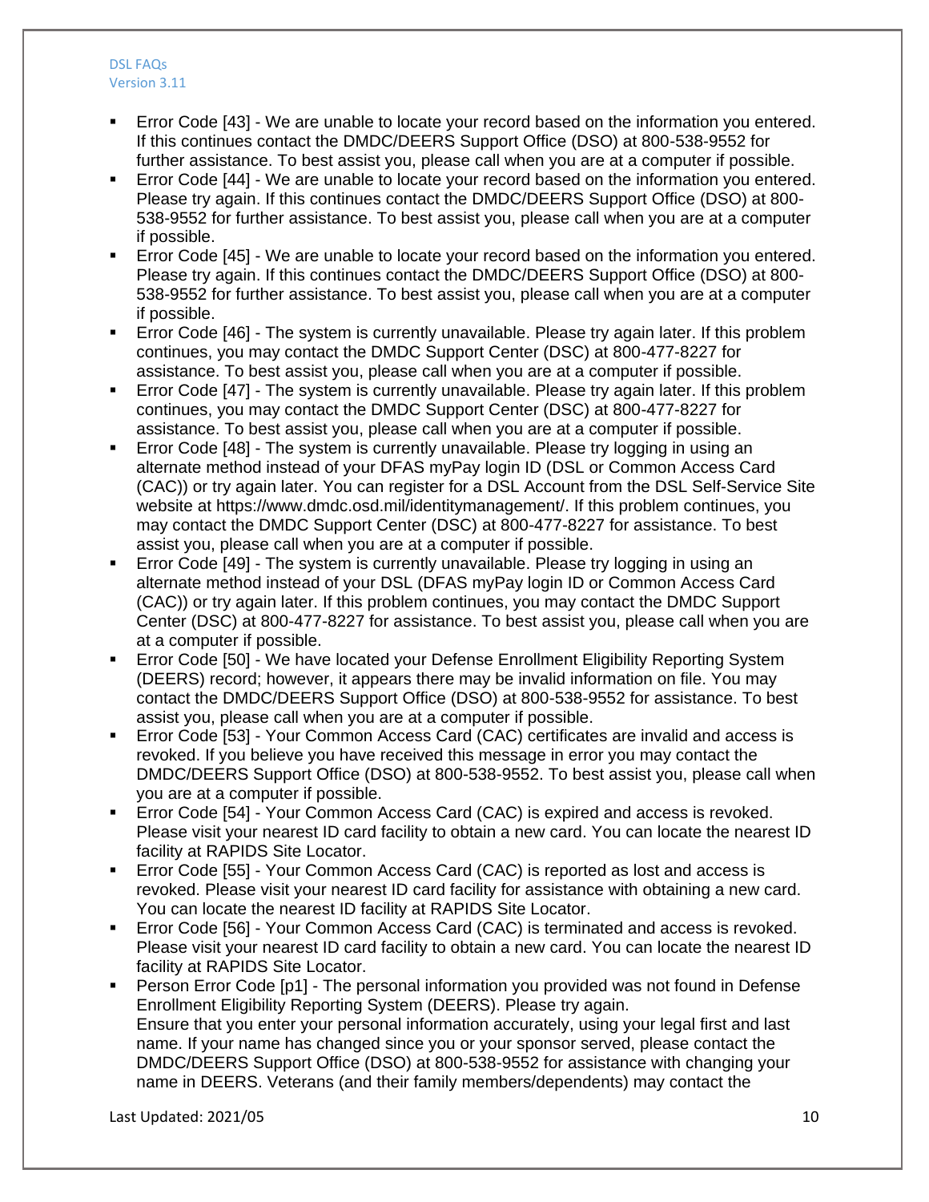- Error Code [43] - We are unable to locate your record based on the information you entered. If this continues contact the DMDC/DEERS Support Office (DSO) at 800-538-9552 for further assistance. To best assist you, please call when you are at a computer if possible.
- Error Code [44] - We are unable to locate your record based on the information you entered. Please try again. If this continues contact the DMDC/DEERS Support Office (DSO) at 800-538-9552 for further assistance. To best assist you, please call when you are at a computer if possible.
- Error Code [45] - We are unable to locate your record based on the information you entered. Please try again. If this continues contact the DMDC/DEERS Support Office (DSO) at 800-538-9552 for further assistance. To best assist you, please call when you are at a computer if possible.
- Error Code [46] - The system is currently unavailable. Please try again later. If this problem continues, you may contact the DMDC Support Center (DSC) at 800-477-8227 for assistance. To best assist you, please call when you are at a computer if possible.
- Error Code [47] - The system is currently unavailable. Please try again later. If this problem continues, you may contact the DMDC Support Center (DSC) at 800-477-8227 for assistance. To best assist you, please call when you are at a computer if possible.
- Error Code [48] - The system is currently unavailable. Please try logging in using an alternate method instead of your DFAS myPay login ID (DSL or Common Access Card (CAC)) or try again later. You can register for a DSL Account from the DSL Self-Service Site website at https://www.dmdc.osd.mil/identitymanagement/. If this problem continues, you may contact the DMDC Support Center (DSC) at 800-477-8227 for assistance. To best assist you, please call when you are at a computer if possible.
- Error Code [49] - The system is currently unavailable. Please try logging in using an alternate method instead of your DSL (DFAS myPay login ID or Common Access Card (CAC)) or try again later. If this problem continues, you may contact the DMDC Support Center (DSC) at 800-477-8227 for assistance. To best assist you, please call when you are at a computer if possible.
- Error Code [50] - We have located your Defense Enrollment Eligibility Reporting System (DEERS) record; however, it appears there may be invalid information on file. You may contact the DMDC/DEERS Support Office (DSO) at 800-538-9552 for assistance. To best assist you, please call when you are at a computer if possible.
- Error Code [53] - Your Common Access Card (CAC) certificates are invalid and access is revoked. If you believe you have received this message in error you may contact the DMDC/DEERS Support Office (DSO) at 800-538-9552. To best assist you, please call when you are at a computer if possible.
- Error Code [54] - Your Common Access Card (CAC) is expired and access is revoked. Please visit your nearest ID card facility to obtain a new card. You can locate the nearest ID facility at RAPIDS Site Locator.
- Error Code [55] - Your Common Access Card (CAC) is reported as lost and access is revoked. Please visit your nearest ID card facility for assistance with obtaining a new card. You can locate the nearest ID facility at RAPIDS Site Locator.
- Error Code [56] - Your Common Access Card (CAC) is terminated and access is revoked. Please visit your nearest ID card facility to obtain a new card. You can locate the nearest ID facility at RAPIDS Site Locator.
- Person Error Code [p1] - The personal information you provided was not found in Defense Enrollment Eligibility Reporting System (DEERS). Please try again.
  Ensure that you enter your personal information accurately, using your legal first and last name. If your name has changed since you or your sponsor served, please contact the DMDC/DEERS Support Office (DSO) at 800-538-9552 for assistance with changing your name in DEERS. Veterans (and their family members/dependents) may contact the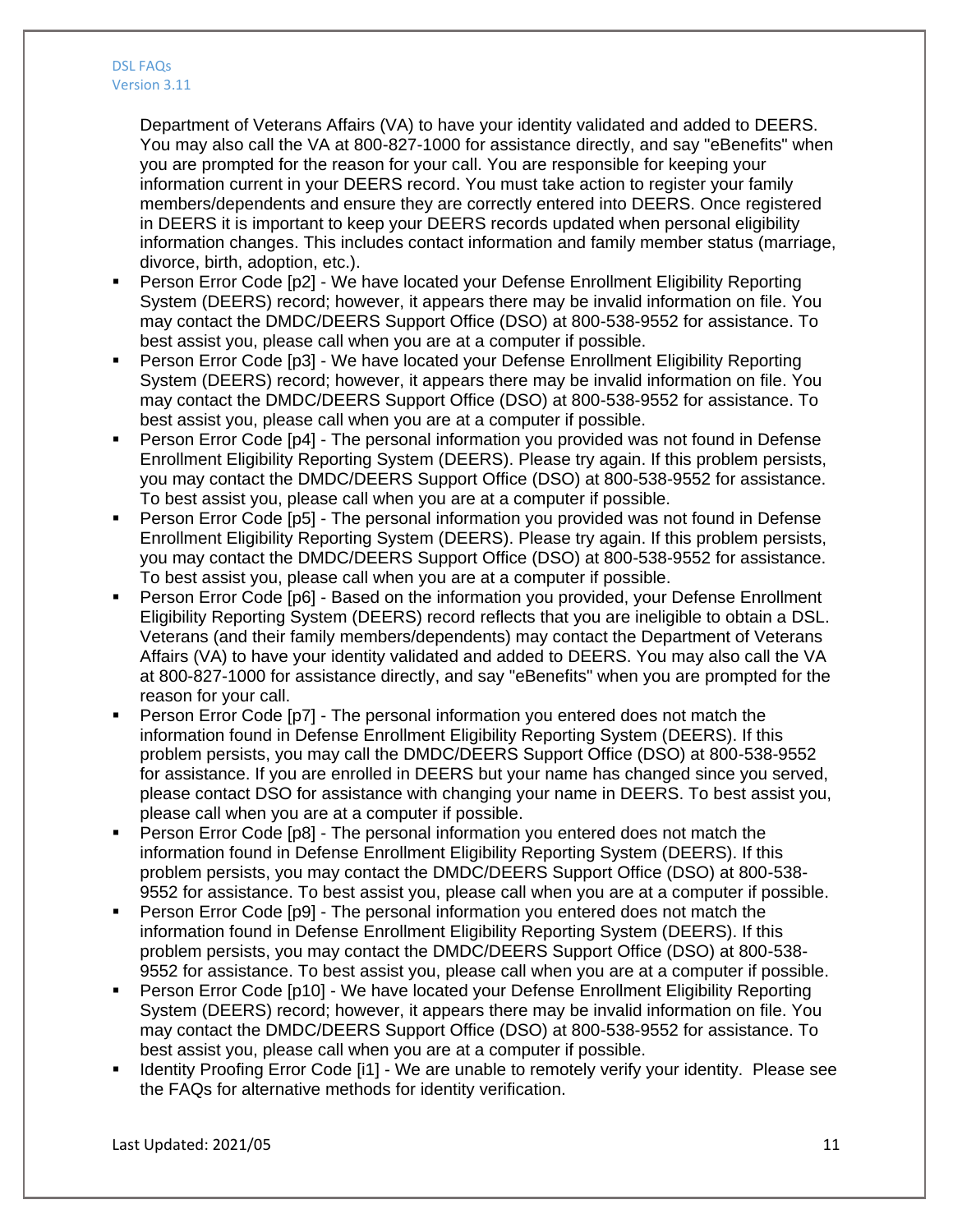Department of Veterans Affairs (VA) to have your identity validated and added to DEERS. You may also call the VA at 800-827-1000 for assistance directly, and say "eBenefits" when you are prompted for the reason for your call. You are responsible for keeping your information current in your DEERS record. You must take action to register your family members/dependents and ensure they are correctly entered into DEERS. Once registered in DEERS it is important to keep your DEERS records updated when personal eligibility information changes. This includes contact information and family member status (marriage, divorce, birth, adoption, etc.).

- Person Error Code [p2] - We have located your Defense Enrollment Eligibility Reporting System (DEERS) record; however, it appears there may be invalid information on file. You may contact the DMDC/DEERS Support Office (DSO) at 800-538-9552 for assistance. To best assist you, please call when you are at a computer if possible.
- Person Error Code [p3] - We have located your Defense Enrollment Eligibility Reporting System (DEERS) record; however, it appears there may be invalid information on file. You may contact the DMDC/DEERS Support Office (DSO) at 800-538-9552 for assistance. To best assist you, please call when you are at a computer if possible.
- Person Error Code [p4] - The personal information you provided was not found in Defense Enrollment Eligibility Reporting System (DEERS). Please try again. If this problem persists, you may contact the DMDC/DEERS Support Office (DSO) at 800-538-9552 for assistance. To best assist you, please call when you are at a computer if possible.
- Person Error Code [p5] - The personal information you provided was not found in Defense Enrollment Eligibility Reporting System (DEERS). Please try again. If this problem persists, you may contact the DMDC/DEERS Support Office (DSO) at 800-538-9552 for assistance. To best assist you, please call when you are at a computer if possible.
- Person Error Code [p6] - Based on the information you provided, your Defense Enrollment Eligibility Reporting System (DEERS) record reflects that you are ineligible to obtain a DSL. Veterans (and their family members/dependents) may contact the Department of Veterans Affairs (VA) to have your identity validated and added to DEERS. You may also call the VA at 800-827-1000 for assistance directly, and say "eBenefits" when you are prompted for the reason for your call.
- Person Error Code [p7] - The personal information you entered does not match the information found in Defense Enrollment Eligibility Reporting System (DEERS). If this problem persists, you may call the DMDC/DEERS Support Office (DSO) at 800-538-9552 for assistance. If you are enrolled in DEERS but your name has changed since you served, please contact DSO for assistance with changing your name in DEERS. To best assist you, please call when you are at a computer if possible.
- Person Error Code [p8] - The personal information you entered does not match the information found in Defense Enrollment Eligibility Reporting System (DEERS). If this problem persists, you may contact the DMDC/DEERS Support Office (DSO) at 800-538-9552 for assistance. To best assist you, please call when you are at a computer if possible.
- Person Error Code [p9] - The personal information you entered does not match the information found in Defense Enrollment Eligibility Reporting System (DEERS). If this problem persists, you may contact the DMDC/DEERS Support Office (DSO) at 800-538-9552 for assistance. To best assist you, please call when you are at a computer if possible.
- Person Error Code [p10] - We have located your Defense Enrollment Eligibility Reporting System (DEERS) record; however, it appears there may be invalid information on file. You may contact the DMDC/DEERS Support Office (DSO) at 800-538-9552 for assistance. To best assist you, please call when you are at a computer if possible.
- Identity Proofing Error Code [i1] - We are unable to remotely verify your identity. Please see the FAQs for alternative methods for identity verification.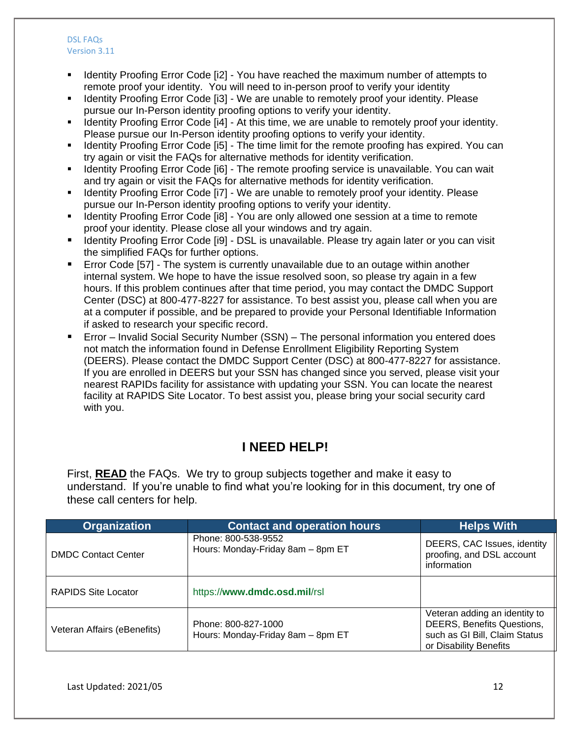- Identity Proofing Error Code [i2] - You have reached the maximum number of attempts to remote proof your identity. You will need to in-person proof to verify your identity
- Identity Proofing Error Code [i3] - We are unable to remotely proof your identity. Please pursue our In-Person identity proofing options to verify your identity.
- Identity Proofing Error Code [i4] - At this time, we are unable to remotely proof your identity. Please pursue our In-Person identity proofing options to verify your identity.
- Identity Proofing Error Code [i5] - The time limit for the remote proofing has expired. You can try again or visit the FAQs for alternative methods for identity verification.
- Identity Proofing Error Code [i6] - The remote proofing service is unavailable. You can wait and try again or visit the FAQs for alternative methods for identity verification.
- Identity Proofing Error Code [i7] - We are unable to remotely proof your identity. Please pursue our In-Person identity proofing options to verify your identity.
- Identity Proofing Error Code [i8] - You are only allowed one session at a time to remote proof your identity. Please close all your windows and try again.
- Identity Proofing Error Code [i9] - DSL is unavailable. Please try again later or you can visit the simplified FAQs for further options.
- Error Code [57] - The system is currently unavailable due to an outage within another internal system. We hope to have the issue resolved soon, so please try again in a few hours. If this problem continues after that time period, you may contact the DMDC Support Center (DSC) at 800-477-8227 for assistance. To best assist you, please call when you are at a computer if possible, and be prepared to provide your Personal Identifiable Information if asked to research your specific record.
- Error – Invalid Social Security Number (SSN) – The personal information you entered does not match the information found in Defense Enrollment Eligibility Reporting System (DEERS). Please contact the DMDC Support Center (DSC) at 800-477-8227 for assistance. If you are enrolled in DEERS but your SSN has changed since you served, please visit your nearest RAPIDs facility for assistance with updating your SSN. You can locate the nearest facility at RAPIDS Site Locator. To best assist you, please bring your social security card with you.

## I NEED HELP!

First, **READ** the FAQs. We try to group subjects together and make it easy to understand. If you're unable to find what you're looking for in this document, try one of these call centers for help.

| Organization | Contact and operation hours | Helps With |
|---|---|---|
| DMDC Contact Center | Phone: 800-538-9552<br>Hours: Monday-Friday 8am – 8pm ET | DEERS, CAC Issues, identity proofing, and DSL account information |
| RAPIDS Site Locator | https://www.dmdc.osd.mil/rsl | |
| Veteran Affairs (eBenefits) | Phone: 800-827-1000<br>Hours: Monday-Friday 8am – 8pm ET | Veteran adding an identity to DEERS, Benefits Questions, such as GI Bill, Claim Status or Disability Benefits |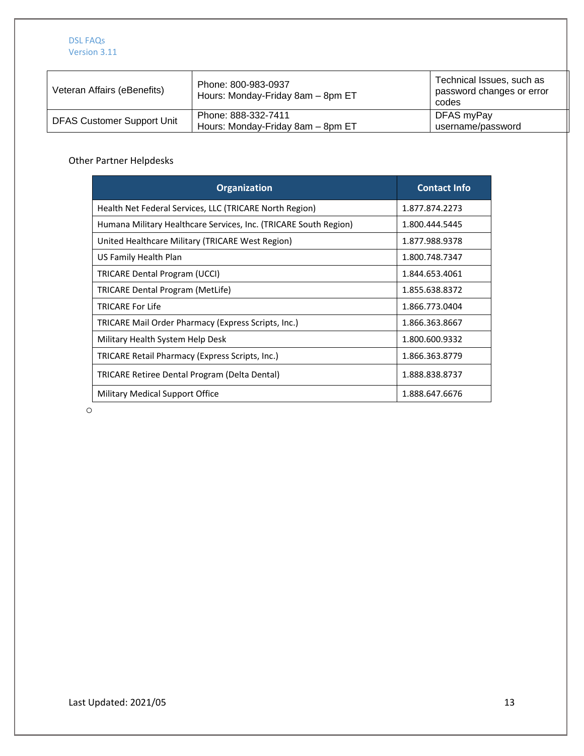| | | |
|---|---|---|
| Veteran Affairs (eBenefits) | Phone: 800-983-0937<br>Hours: Monday-Friday 8am – 8pm ET | Technical Issues, such as password changes or error codes |
| DFAS Customer Support Unit | Phone: 888-332-7411<br>Hours: Monday-Friday 8am – 8pm ET | DFAS myPay username/password |

Other Partner Helpdesks

| Organization | Contact Info |
|---|---|
| Health Net Federal Services, LLC (TRICARE North Region) | 1.877.874.2273 |
| Humana Military Healthcare Services, Inc. (TRICARE South Region) | 1.800.444.5445 |
| United Healthcare Military (TRICARE West Region) | 1.877.988.9378 |
| US Family Health Plan | 1.800.748.7347 |
| TRICARE Dental Program (UCCI) | 1.844.653.4061 |
| TRICARE Dental Program (MetLife) | 1.855.638.8372 |
| TRICARE For Life | 1.866.773.0404 |
| TRICARE Mail Order Pharmacy (Express Scripts, Inc.) | 1.866.363.8667 |
| Military Health System Help Desk | 1.800.600.9332 |
| TRICARE Retail Pharmacy (Express Scripts, Inc.) | 1.866.363.8779 |
| TRICARE Retiree Dental Program (Delta Dental) | 1.888.838.8737 |
| Military Medical Support Office | 1.888.647.6676 |